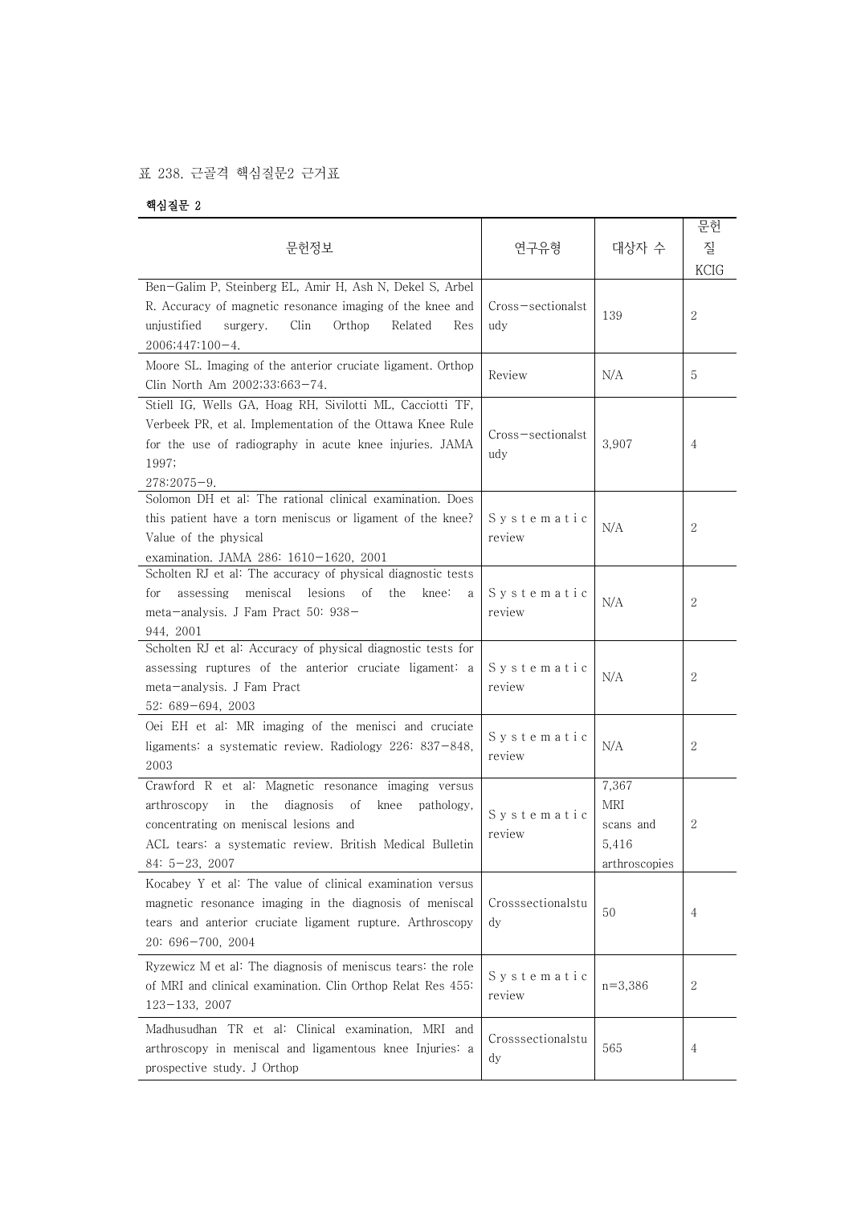표 238. 근골격 핵심질문2 근거표

**핵심질문 2**

| 문헌정보 | 연구유형 | 대상자 수 | 문헌 질 KCIG |
|---|---|---|---|
| Ben-Galim P, Steinberg EL, Amir H, Ash N, Dekel S, Arbel R. Accuracy of magnetic resonance imaging of the knee and unjustified surgery. Clin Orthop Related Res 2006;447:100-4. | Cross-sectionalstudy | 139 | 2 |
| Moore SL. Imaging of the anterior cruciate ligament. Orthop Clin North Am 2002;33:663-74. | Review | N/A | 5 |
| Stiell IG, Wells GA, Hoag RH, Sivilotti ML, Cacciotti TF, Verbeek PR, et al. Implementation of the Ottawa Knee Rule for the use of radiography in acute knee injuries. JAMA 1997; 278:2075-9. | Cross-sectionalstudy | 3,907 | 4 |
| Solomon DH et al: The rational clinical examination. Does this patient have a torn meniscus or ligament of the knee? Value of the physical examination. JAMA 286: 1610-1620, 2001 | Systematic review | N/A | 2 |
| Scholten RJ et al: The accuracy of physical diagnostic tests for assessing meniscal lesions of the knee: a meta-analysis. J Fam Pract 50: 938-944, 2001 | Systematic review | N/A | 2 |
| Scholten RJ et al: Accuracy of physical diagnostic tests for assessing ruptures of the anterior cruciate ligament: a meta-analysis. J Fam Pract 52: 689-694, 2003 | Systematic review | N/A | 2 |
| Oei EH et al: MR imaging of the menisci and cruciate ligaments: a systematic review. Radiology 226: 837-848, 2003 | Systematic review | N/A | 2 |
| Crawford R et al: Magnetic resonance imaging versus arthroscopy in the diagnosis of knee pathology, concentrating on meniscal lesions and ACL tears: a systematic review. British Medical Bulletin 84: 5-23, 2007 | Systematic review | 7,367 MRI scans and 5,416 arthroscopies | 2 |
| Kocabey Y et al: The value of clinical examination versus magnetic resonance imaging in the diagnosis of meniscal tears and anterior cruciate ligament rupture. Arthroscopy 20: 696-700, 2004 | Crosssectionalstudy | 50 | 4 |
| Ryzewicz M et al: The diagnosis of meniscus tears: the role of MRI and clinical examination. Clin Orthop Relat Res 455: 123-133, 2007 | Systematic review | n=3,386 | 2 |
| Madhusudhan TR et al: Clinical examination, MRI and arthroscopy in meniscal and ligamentous knee Injuries: a prospective study. J Orthop | Crosssectionalstudy | 565 | 4 |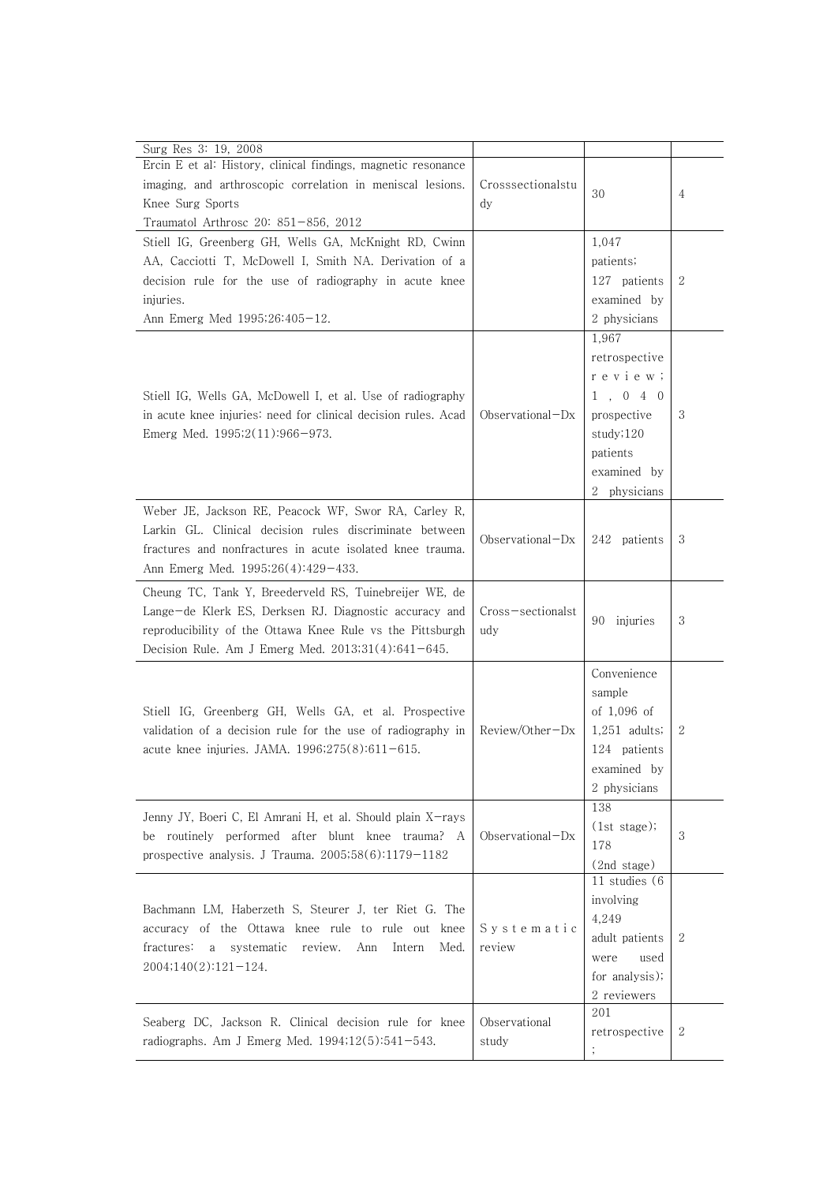| | | | |
|---|---|---|---|
| Surg Res 3: 19, 2008 | | | |
| Ercin E et al: History, clinical findings, magnetic resonance imaging, and arthroscopic correlation in meniscal lesions. Knee Surg Sports Traumatol Arthrosc 20: 851−856, 2012 | Crosssectionalstudy | 30 | 4 |
| Stiell IG, Greenberg GH, Wells GA, McKnight RD, Cwinn AA, Cacciotti T, McDowell I, Smith NA. Derivation of a decision rule for the use of radiography in acute knee injuries. Ann Emerg Med 1995;26:405−12. | | 1,047 patients; 127 patients examined by 2 physicians | 2 |
| Stiell IG, Wells GA, McDowell I, et al. Use of radiography in acute knee injuries: need for clinical decision rules. Acad Emerg Med. 1995;2(11):966−973. | Observational−Dx | 1,967 retrospective review; 1,040 prospective study;120 patients examined by 2 physicians | 3 |
| Weber JE, Jackson RE, Peacock WF, Swor RA, Carley R, Larkin GL. Clinical decision rules discriminate between fractures and nonfractures in acute isolated knee trauma. Ann Emerg Med. 1995;26(4):429−433. | Observational−Dx | 242 patients | 3 |
| Cheung TC, Tank Y, Breederveld RS, Tuinebreijer WE, de Lange−de Klerk ES, Derksen RJ. Diagnostic accuracy and reproducibility of the Ottawa Knee Rule vs the Pittsburgh Decision Rule. Am J Emerg Med. 2013;31(4):641−645. | Cross−sectionalstudy | 90 injuries | 3 |
| Stiell IG, Greenberg GH, Wells GA, et al. Prospective validation of a decision rule for the use of radiography in acute knee injuries. JAMA. 1996;275(8):611−615. | Review/Other−Dx | Convenience sample of 1,096 of 1,251 adults; 124 patients examined by 2 physicians | 2 |
| Jenny JY, Boeri C, El Amrani H, et al. Should plain X−rays be routinely performed after blunt knee trauma? A prospective analysis. J Trauma. 2005;58(6):1179−1182 | Observational−Dx | 138 (1st stage); 178 (2nd stage) | 3 |
| Bachmann LM, Haberzeth S, Steurer J, ter Riet G. The accuracy of the Ottawa knee rule to rule out knee fractures: a systematic review. Ann Intern Med. 2004;140(2):121−124. | Systematic review | 11 studies (6 involving 4,249 adult patients were used for analysis); 2 reviewers | 2 |
| Seaberg DC, Jackson R. Clinical decision rule for knee radiographs. Am J Emerg Med. 1994;12(5):541−543. | Observational study | 201 retrospective; | 2 |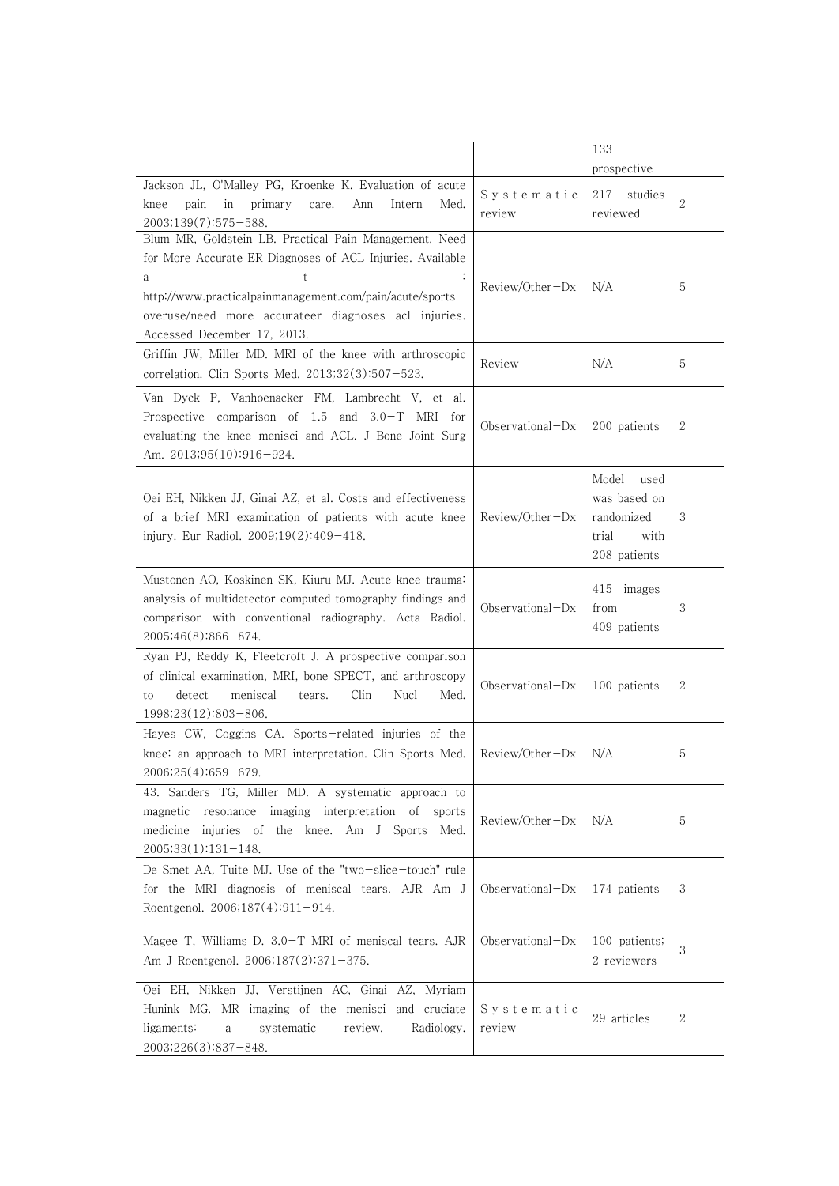| | | | |
|---|---|---|---|
| | | 133 prospective | |
| Jackson JL, O'Malley PG, Kroenke K. Evaluation of acute knee pain in primary care. Ann Intern Med. 2003;139(7):575–588. | Systematic review | 217 studies reviewed | 2 |
| Blum MR, Goldstein LB. Practical Pain Management. Need for More Accurate ER Diagnoses of ACL Injuries. Available at: http://www.practicalpainmanagement.com/pain/acute/sports-overuse/need-more-accurateer-diagnoses-acl-injuries. Accessed December 17, 2013. | Review/Other-Dx | N/A | 5 |
| Griffin JW, Miller MD. MRI of the knee with arthroscopic correlation. Clin Sports Med. 2013;32(3):507–523. | Review | N/A | 5 |
| Van Dyck P, Vanhoenacker FM, Lambrecht V, et al. Prospective comparison of 1.5 and 3.0-T MRI for evaluating the knee menisci and ACL. J Bone Joint Surg Am. 2013;95(10):916–924. | Observational-Dx | 200 patients | 2 |
| Oei EH, Nikken JJ, Ginai AZ, et al. Costs and effectiveness of a brief MRI examination of patients with acute knee injury. Eur Radiol. 2009;19(2):409–418. | Review/Other-Dx | Model used was based on randomized trial with 208 patients | 3 |
| Mustonen AO, Koskinen SK, Kiuru MJ. Acute knee trauma: analysis of multidetector computed tomography findings and comparison with conventional radiography. Acta Radiol. 2005;46(8):866–874. | Observational-Dx | 415 images from 409 patients | 3 |
| Ryan PJ, Reddy K, Fleetcroft J. A prospective comparison of clinical examination, MRI, bone SPECT, and arthroscopy to detect meniscal tears. Clin Nucl Med. 1998;23(12):803–806. | Observational-Dx | 100 patients | 2 |
| Hayes CW, Coggins CA. Sports-related injuries of the knee: an approach to MRI interpretation. Clin Sports Med. 2006;25(4):659–679. | Review/Other-Dx | N/A | 5 |
| 43. Sanders TG, Miller MD. A systematic approach to magnetic resonance imaging interpretation of sports medicine injuries of the knee. Am J Sports Med. 2005;33(1):131–148. | Review/Other-Dx | N/A | 5 |
| De Smet AA, Tuite MJ. Use of the "two-slice-touch" rule for the MRI diagnosis of meniscal tears. AJR Am J Roentgenol. 2006;187(4):911–914. | Observational-Dx | 174 patients | 3 |
| Magee T, Williams D. 3.0-T MRI of meniscal tears. AJR Am J Roentgenol. 2006;187(2):371–375. | Observational-Dx | 100 patients; 2 reviewers | 3 |
| Oei EH, Nikken JJ, Verstijnen AC, Ginai AZ, Myriam Hunink MG. MR imaging of the menisci and cruciate ligaments: a systematic review. Radiology. 2003;226(3):837–848. | Systematic review | 29 articles | 2 |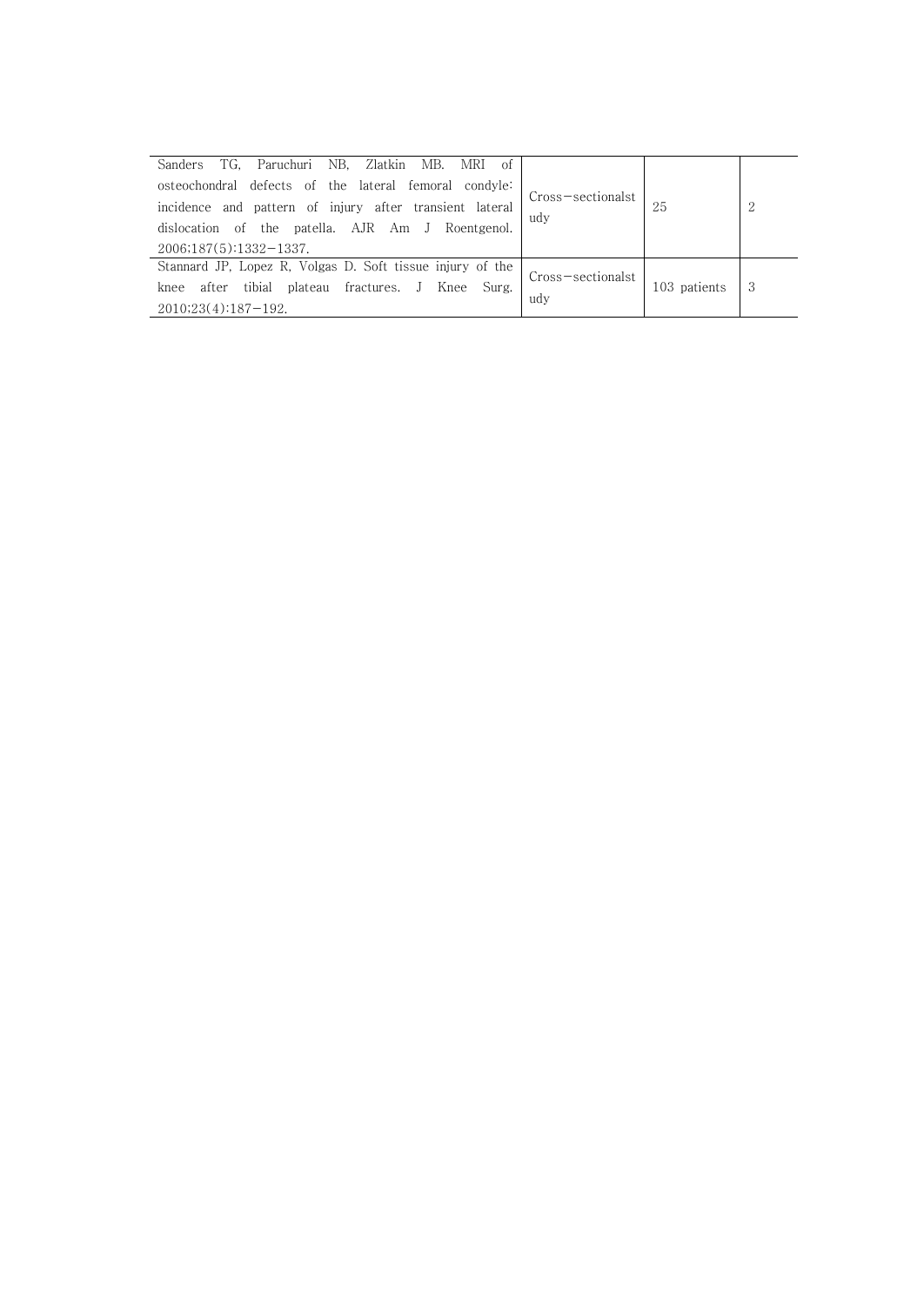| | | | |
|---|---|---|---|
| Sanders TG, Paruchuri NB, Zlatkin MB. MRI of osteochondral defects of the lateral femoral condyle: incidence and pattern of injury after transient lateral dislocation of the patella. AJR Am J Roentgenol. 2006;187(5):1332−1337. | Cross−sectionalstudy | 25 | 2 |
| Stannard JP, Lopez R, Volgas D. Soft tissue injury of the knee after tibial plateau fractures. J Knee Surg. 2010;23(4):187−192. | Cross−sectionalstudy | 103 patients | 3 |